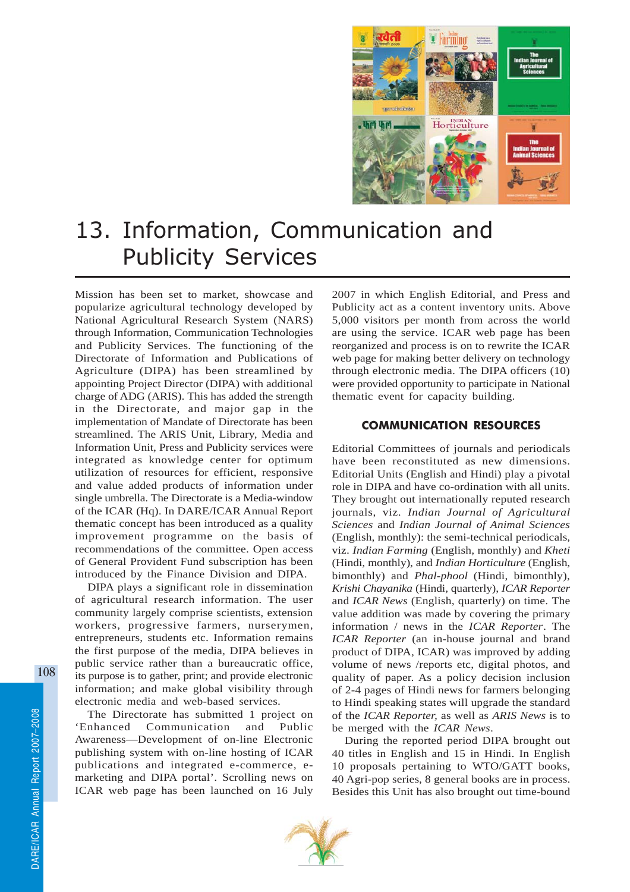# 13. Information, Communication and Publicity Services

Mission has been set to market, showcase and popularize agricultural technology developed by National Agricultural Research System (NARS) through Information, Communication Technologies and Publicity Services. The functioning of the Directorate of Information and Publications of Agriculture (DIPA) has been streamlined by appointing Project Director (DIPA) with additional charge of ADG (ARIS). This has added the strength in the Directorate, and major gap in the implementation of Mandate of Directorate has been streamlined. The ARIS Unit, Library, Media and Information Unit, Press and Publicity services were integrated as knowledge center for optimum utilization of resources for efficient, responsive and value added products of information under single umbrella. The Directorate is a Media-window of the ICAR (Hq). In DARE/ICAR Annual Report thematic concept has been introduced as a quality improvement programme on the basis of recommendations of the committee. Open access of General Provident Fund subscription has been introduced by the Finance Division and DIPA.

DIPA plays a significant role in dissemination of agricultural research information. The user community largely comprise scientists, extension workers, progressive farmers, nurserymen, entrepreneurs, students etc. Information remains the first purpose of the media, DIPA believes in public service rather than a bureaucratic office, its purpose is to gather, print; and provide electronic information; and make global visibility through electronic media and web-based services.

The Directorate has submitted 1 project on 'Enhanced Communication and Public Awareness—Development of on-line Electronic publishing system with on-line hosting of ICAR publications and integrated e-commerce, e-marketing and DIPA portal'. Scrolling news on ICAR web page has been launched on 16 July 2007 in which English Editorial, and Press and Publicity act as a content inventory units. Above 5,000 visitors per month from across the world are using the service. ICAR web page has been reorganized and process is on to rewrite the ICAR web page for making better delivery on technology through electronic media. The DIPA officers (10) were provided opportunity to participate in National thematic event for capacity building.

## COMMUNICATION RESOURCES

Editorial Committees of journals and periodicals have been reconstituted as new dimensions. Editorial Units (English and Hindi) play a pivotal role in DIPA and have co-ordination with all units. They brought out internationally reputed research journals, viz. *Indian Journal of Agricultural Sciences* and *Indian Journal of Animal Sciences* (English, monthly): the semi-technical periodicals, viz. *Indian Farming* (English, monthly) and *Kheti* (Hindi, monthly), and *Indian Horticulture* (English, bimonthly) and *Phal-phool* (Hindi, bimonthly), *Krishi Chayanika* (Hindi, quarterly), *ICAR Reporter* and *ICAR News* (English, quarterly) on time. The value addition was made by covering the primary information / news in the *ICAR Reporter*. The *ICAR Reporter* (an in-house journal and brand product of DIPA, ICAR) was improved by adding volume of news /reports etc, digital photos, and quality of paper. As a policy decision inclusion of 2-4 pages of Hindi news for farmers belonging to Hindi speaking states will upgrade the standard of the *ICAR Reporter,* as well as *ARIS News* is to be merged with the *ICAR News*.

During the reported period DIPA brought out 40 titles in English and 15 in Hindi. In English 10 proposals pertaining to WTO/GATT books, 40 Agri-pop series, 8 general books are in process. Besides this Unit has also brought out time-bound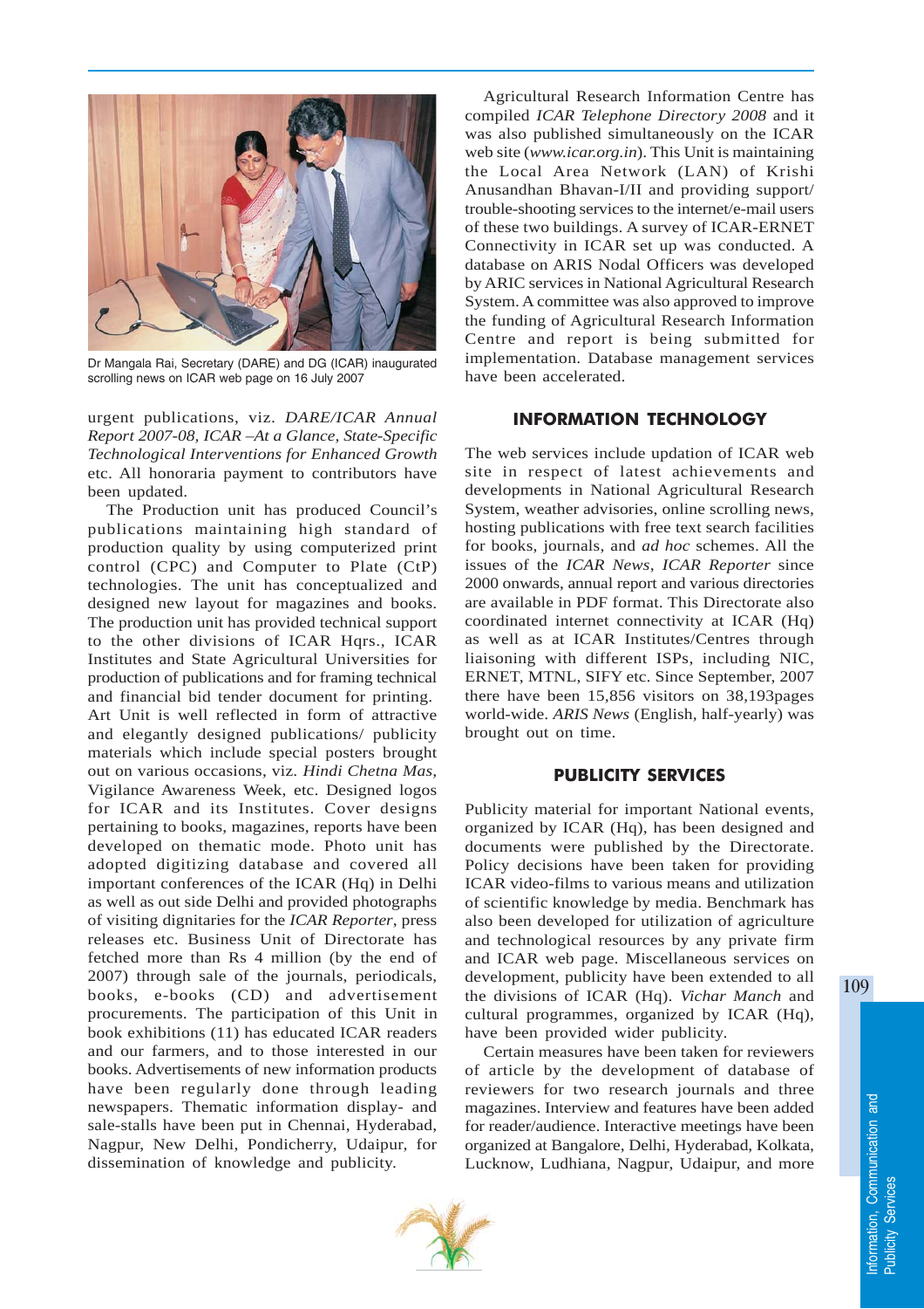Dr Mangala Rai, Secretary (DARE) and DG (ICAR) inaugurated scrolling news on ICAR web page on 16 July 2007

urgent publications, viz. *DARE/ICAR Annual Report 2007-08, ICAR –At a Glance, State-Specific Technological Interventions for Enhanced Growth* etc. All honoraria payment to contributors have been updated.

The Production unit has produced Council's publications maintaining high standard of production quality by using computerized print control (CPC) and Computer to Plate (CtP) technologies. The unit has conceptualized and designed new layout for magazines and books. The production unit has provided technical support to the other divisions of ICAR Hqrs., ICAR Institutes and State Agricultural Universities for production of publications and for framing technical and financial bid tender document for printing. Art Unit is well reflected in form of attractive and elegantly designed publications/ publicity materials which include special posters brought out on various occasions, viz. *Hindi Chetna Mas,* Vigilance Awareness Week, etc. Designed logos for ICAR and its Institutes. Cover designs pertaining to books, magazines, reports have been developed on thematic mode. Photo unit has adopted digitizing database and covered all important conferences of the ICAR (Hq) in Delhi as well as out side Delhi and provided photographs of visiting dignitaries for the *ICAR Reporter*, press releases etc. Business Unit of Directorate has fetched more than Rs 4 million (by the end of 2007) through sale of the journals, periodicals, books, e-books (CD) and advertisement procurements. The participation of this Unit in book exhibitions (11) has educated ICAR readers and our farmers, and to those interested in our books. Advertisements of new information products have been regularly done through leading newspapers. Thematic information display- and sale-stalls have been put in Chennai, Hyderabad, Nagpur, New Delhi, Pondicherry, Udaipur, for dissemination of knowledge and publicity.

Agricultural Research Information Centre has compiled *ICAR Telephone Directory 2008* and it was also published simultaneously on the ICAR web site (*www.icar.org.in*). This Unit is maintaining the Local Area Network (LAN) of Krishi Anusandhan Bhavan-I/II and providing support/ trouble-shooting services to the internet/e-mail users of these two buildings. A survey of ICAR-ERNET Connectivity in ICAR set up was conducted. A database on ARIS Nodal Officers was developed by ARIC services in National Agricultural Research System. A committee was also approved to improve the funding of Agricultural Research Information Centre and report is being submitted for implementation. Database management services have been accelerated.

## INFORMATION TECHNOLOGY

The web services include updation of ICAR web site in respect of latest achievements and developments in National Agricultural Research System, weather advisories, online scrolling news, hosting publications with free text search facilities for books, journals, and *ad hoc* schemes. All the issues of the *ICAR News*, *ICAR Reporter* since 2000 onwards, annual report and various directories are available in PDF format. This Directorate also coordinated internet connectivity at ICAR (Hq) as well as at ICAR Institutes/Centres through liaisoning with different ISPs, including NIC, ERNET, MTNL, SIFY etc. Since September, 2007 there have been 15,856 visitors on 38,193pages world-wide. *ARIS News* (English, half-yearly) was brought out on time.

## PUBLICITY SERVICES

Publicity material for important National events, organized by ICAR (Hq), has been designed and documents were published by the Directorate. Policy decisions have been taken for providing ICAR video-films to various means and utilization of scientific knowledge by media. Benchmark has also been developed for utilization of agriculture and technological resources by any private firm and ICAR web page. Miscellaneous services on development, publicity have been extended to all the divisions of ICAR (Hq). *Vichar Manch* and cultural programmes, organized by ICAR (Hq), have been provided wider publicity.

Certain measures have been taken for reviewers of article by the development of database of reviewers for two research journals and three magazines. Interview and features have been added for reader/audience. Interactive meetings have been organized at Bangalore, Delhi, Hyderabad, Kolkata, Lucknow, Ludhiana, Nagpur, Udaipur, and more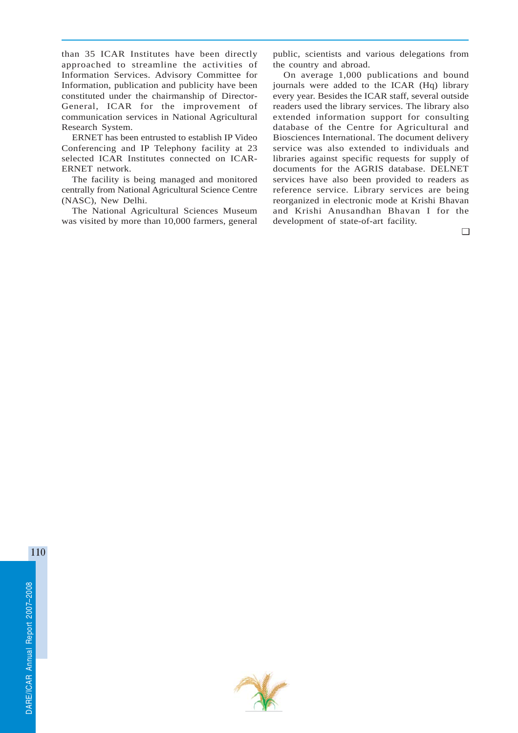than 35 ICAR Institutes have been directly approached to streamline the activities of Information Services. Advisory Committee for Information, publication and publicity have been constituted under the chairmanship of Director-General, ICAR for the improvement of communication services in National Agricultural Research System.

ERNET has been entrusted to establish IP Video Conferencing and IP Telephony facility at 23 selected ICAR Institutes connected on ICAR-ERNET network.

The facility is being managed and monitored centrally from National Agricultural Science Centre (NASC), New Delhi.

The National Agricultural Sciences Museum was visited by more than 10,000 farmers, general public, scientists and various delegations from the country and abroad.

On average 1,000 publications and bound journals were added to the ICAR (Hq) library every year. Besides the ICAR staff, several outside readers used the library services. The library also extended information support for consulting database of the Centre for Agricultural and Biosciences International. The document delivery service was also extended to individuals and libraries against specific requests for supply of documents for the AGRIS database. DELNET services have also been provided to readers as reference service. Library services are being reorganized in electronic mode at Krishi Bhavan and Krishi Anusandhan Bhavan I for the development of state-of-art facility.

❑